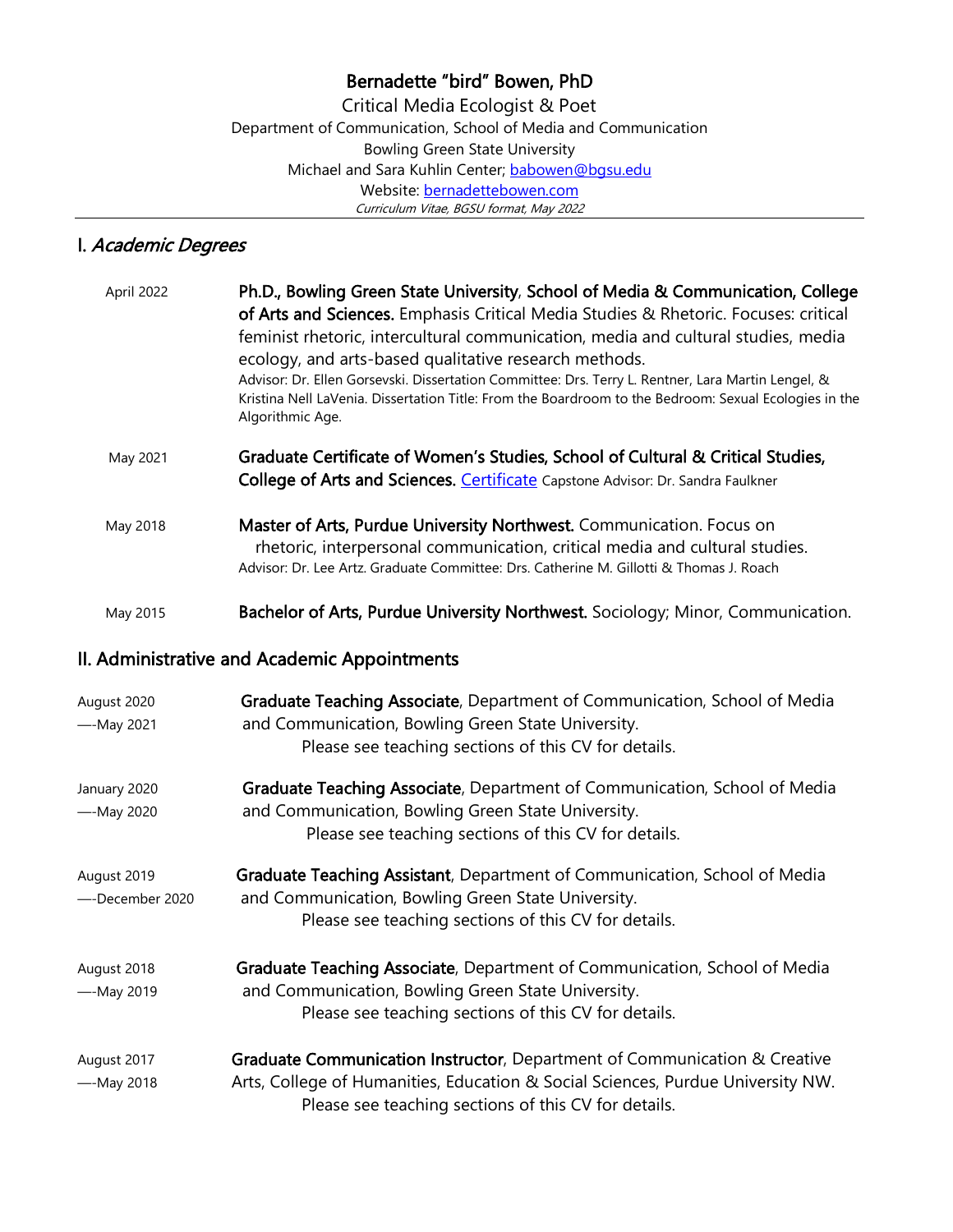# Bernadette "bird" Bowen, PhD

Critical Media Ecologist & Poet
Department of Communication, School of Media and Communication
Bowling Green State University
Michael and Sara Kuhlin Center; babowen@bgsu.edu
Website: bernadettebowen.com
*Curriculum Vitae, BGSU format, May 2022*

## I. *Academic Degrees*

April 2022 — **Ph.D., Bowling Green State University, School of Media & Communication, College of Arts and Sciences.** Emphasis Critical Media Studies & Rhetoric. Focuses: critical feminist rhetoric, intercultural communication, media and cultural studies, media ecology, and arts-based qualitative research methods.
Advisor: Dr. Ellen Gorsevski. Dissertation Committee: Drs. Terry L. Rentner, Lara Martin Lengel, & Kristina Nell LaVenia. Dissertation Title: From the Boardroom to the Bedroom: Sexual Ecologies in the Algorithmic Age.

May 2021 — **Graduate Certificate of Women's Studies, School of Cultural & Critical Studies, College of Arts and Sciences.** Certificate Capstone Advisor: Dr. Sandra Faulkner

May 2018 — **Master of Arts, Purdue University Northwest.** Communication. Focus on rhetoric, interpersonal communication, critical media and cultural studies.
Advisor: Dr. Lee Artz. Graduate Committee: Drs. Catherine M. Gillotti & Thomas J. Roach

May 2015 — **Bachelor of Arts, Purdue University Northwest.** Sociology; Minor, Communication.

## II. Administrative and Academic Appointments

August 2020 —-May 2021 — **Graduate Teaching Associate**, Department of Communication, School of Media and Communication, Bowling Green State University.
Please see teaching sections of this CV for details.

January 2020 —-May 2020 — **Graduate Teaching Associate**, Department of Communication, School of Media and Communication, Bowling Green State University.
Please see teaching sections of this CV for details.

August 2019 —-December 2020 — **Graduate Teaching Assistant**, Department of Communication, School of Media and Communication, Bowling Green State University.
Please see teaching sections of this CV for details.

August 2018 —-May 2019 — **Graduate Teaching Associate**, Department of Communication, School of Media and Communication, Bowling Green State University.
Please see teaching sections of this CV for details.

August 2017 —-May 2018 — **Graduate Communication Instructor**, Department of Communication & Creative Arts, College of Humanities, Education & Social Sciences, Purdue University NW.
Please see teaching sections of this CV for details.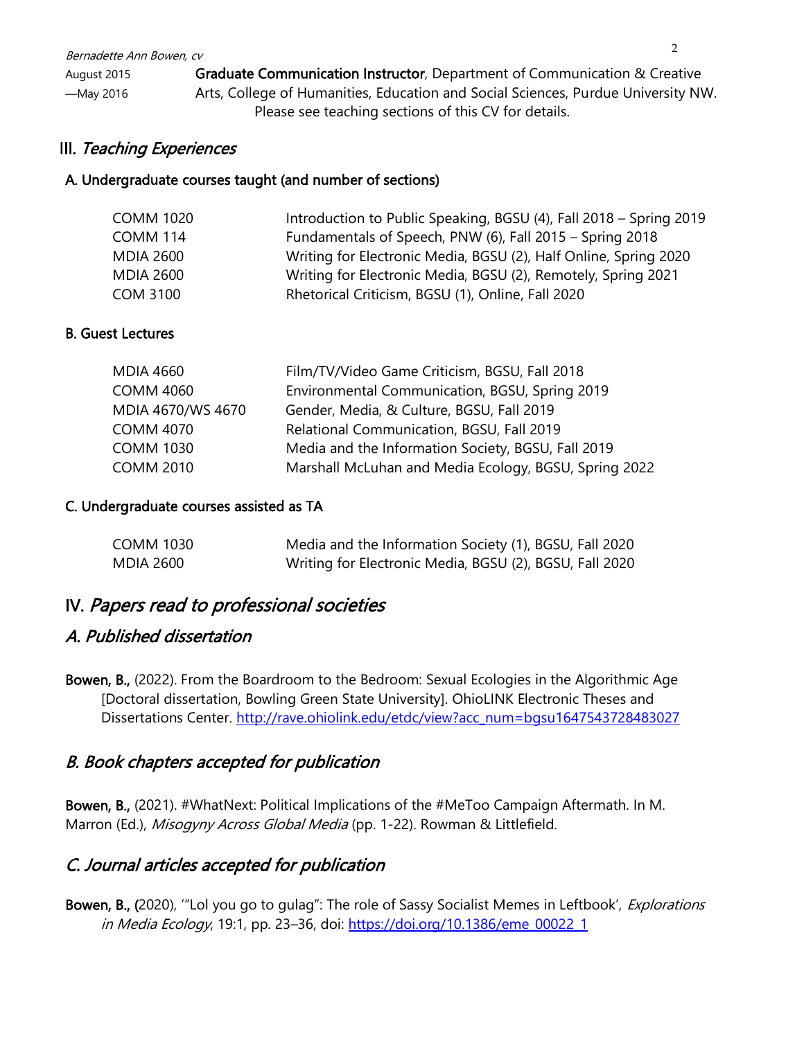August 2015 —May 2016 **Graduate Communication Instructor**, Department of Communication & Creative Arts, College of Humanities, Education and Social Sciences, Purdue University NW. Please see teaching sections of this CV for details.

## III. *Teaching Experiences*

### A. Undergraduate courses taught (and number of sections)

| | |
|---|---|
| COMM 1020 | Introduction to Public Speaking, BGSU (4), Fall 2018 – Spring 2019 |
| COMM 114 | Fundamentals of Speech, PNW (6), Fall 2015 – Spring 2018 |
| MDIA 2600 | Writing for Electronic Media, BGSU (2), Half Online, Spring 2020 |
| MDIA 2600 | Writing for Electronic Media, BGSU (2), Remotely, Spring 2021 |
| COM 3100 | Rhetorical Criticism, BGSU (1), Online, Fall 2020 |

### B. Guest Lectures

| | |
|---|---|
| MDIA 4660 | Film/TV/Video Game Criticism, BGSU, Fall 2018 |
| COMM 4060 | Environmental Communication, BGSU, Spring 2019 |
| MDIA 4670/WS 4670 | Gender, Media, & Culture, BGSU, Fall 2019 |
| COMM 4070 | Relational Communication, BGSU, Fall 2019 |
| COMM 1030 | Media and the Information Society, BGSU, Fall 2019 |
| COMM 2010 | Marshall McLuhan and Media Ecology, BGSU, Spring 2022 |

### C. Undergraduate courses assisted as TA

| | |
|---|---|
| COMM 1030 | Media and the Information Society (1), BGSU, Fall 2020 |
| MDIA 2600 | Writing for Electronic Media, BGSU (2), BGSU, Fall 2020 |

## IV. *Papers read to professional societies*

### *A. Published dissertation*

**Bowen, B.,** (2022). From the Boardroom to the Bedroom: Sexual Ecologies in the Algorithmic Age [Doctoral dissertation, Bowling Green State University]. OhioLINK Electronic Theses and Dissertations Center. http://rave.ohiolink.edu/etdc/view?acc_num=bgsu1647543728483027

### *B. Book chapters accepted for publication*

**Bowen, B.,** (2021). #WhatNext: Political Implications of the #MeToo Campaign Aftermath. In M. Marron (Ed.), *Misogyny Across Global Media* (pp. 1-22). Rowman & Littlefield.

### *C. Journal articles accepted for publication*

**Bowen, B., (**2020), '"Lol you go to gulag": The role of Sassy Socialist Memes in Leftbook', *Explorations in Media Ecology*, 19:1, pp. 23–36, doi: https://doi.org/10.1386/eme_00022_1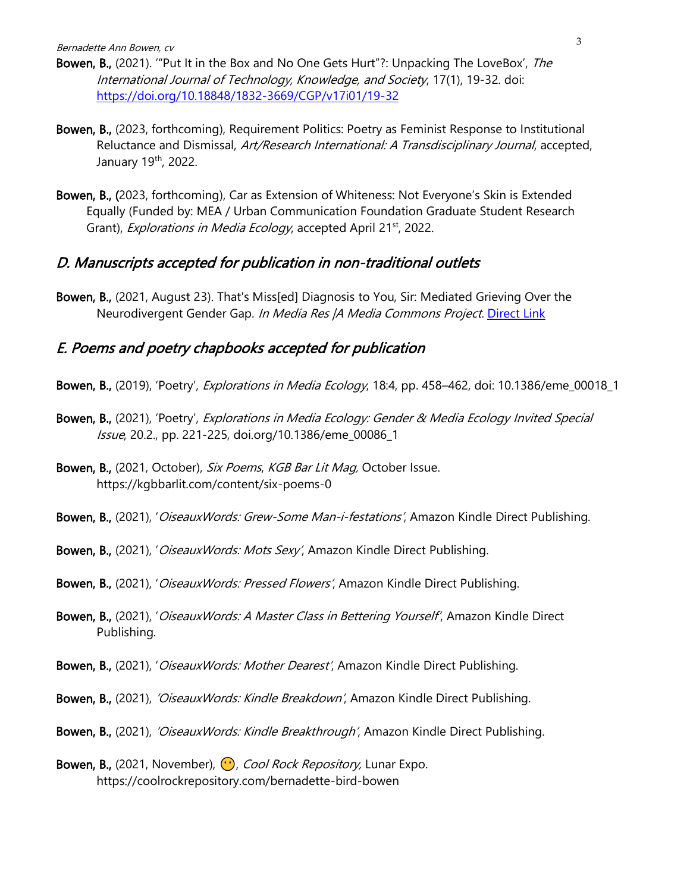**Bowen, B.,** (2021). '"Put It in the Box and No One Gets Hurt"?: Unpacking The LoveBox', *The International Journal of Technology, Knowledge, and Society*, 17(1), 19-32. doi: https://doi.org/10.18848/1832-3669/CGP/v17i01/19-32

**Bowen, B.,** (2023, forthcoming), Requirement Politics: Poetry as Feminist Response to Institutional Reluctance and Dismissal, *Art/Research International: A Transdisciplinary Journal*, accepted, January 19th, 2022.

**Bowen, B., (**2023, forthcoming), Car as Extension of Whiteness: Not Everyone's Skin is Extended Equally (Funded by: MEA / Urban Communication Foundation Graduate Student Research Grant), *Explorations in Media Ecology*, accepted April 21st, 2022.

## *D. Manuscripts accepted for publication in non-traditional outlets*

**Bowen, B.,** (2021, August 23). That's Miss[ed] Diagnosis to You, Sir: Mediated Grieving Over the Neurodivergent Gender Gap. *In Media Res |A Media Commons Project.* Direct Link

## *E. Poems and poetry chapbooks accepted for publication*

**Bowen, B.,** (2019), 'Poetry', *Explorations in Media Ecology*, 18:4, pp. 458–462, doi: 10.1386/eme_00018_1

**Bowen, B.,** (2021), 'Poetry', *Explorations in Media Ecology: Gender & Media Ecology Invited Special Issue*, 20.2., pp. 221-225, doi.org/10.1386/eme_00086_1

**Bowen, B.,** (2021, October), *Six Poems*, *KGB Bar Lit Mag,* October Issue. https://kgbbarlit.com/content/six-poems-0

**Bowen, B.,** (2021), '*OiseauxWords: Grew-Some Man-i-festations*', Amazon Kindle Direct Publishing.

**Bowen, B.,** (2021), '*OiseauxWords: Mots Sexy*', Amazon Kindle Direct Publishing.

**Bowen, B.,** (2021), '*OiseauxWords: Pressed Flowers*', Amazon Kindle Direct Publishing.

**Bowen, B.,** (2021), '*OiseauxWords: A Master Class in Bettering Yourself*', Amazon Kindle Direct Publishing.

**Bowen, B.,** (2021), '*OiseauxWords: Mother Dearest*', Amazon Kindle Direct Publishing.

**Bowen, B.,** (2021), *'OiseauxWords: Kindle Breakdown'*, Amazon Kindle Direct Publishing.

**Bowen, B.,** (2021), *'OiseauxWords: Kindle Breakthrough'*, Amazon Kindle Direct Publishing.

**Bowen, B.,** (2021, November), 😶, *Cool Rock Repository,* Lunar Expo. https://coolrockrepository.com/bernadette-bird-bowen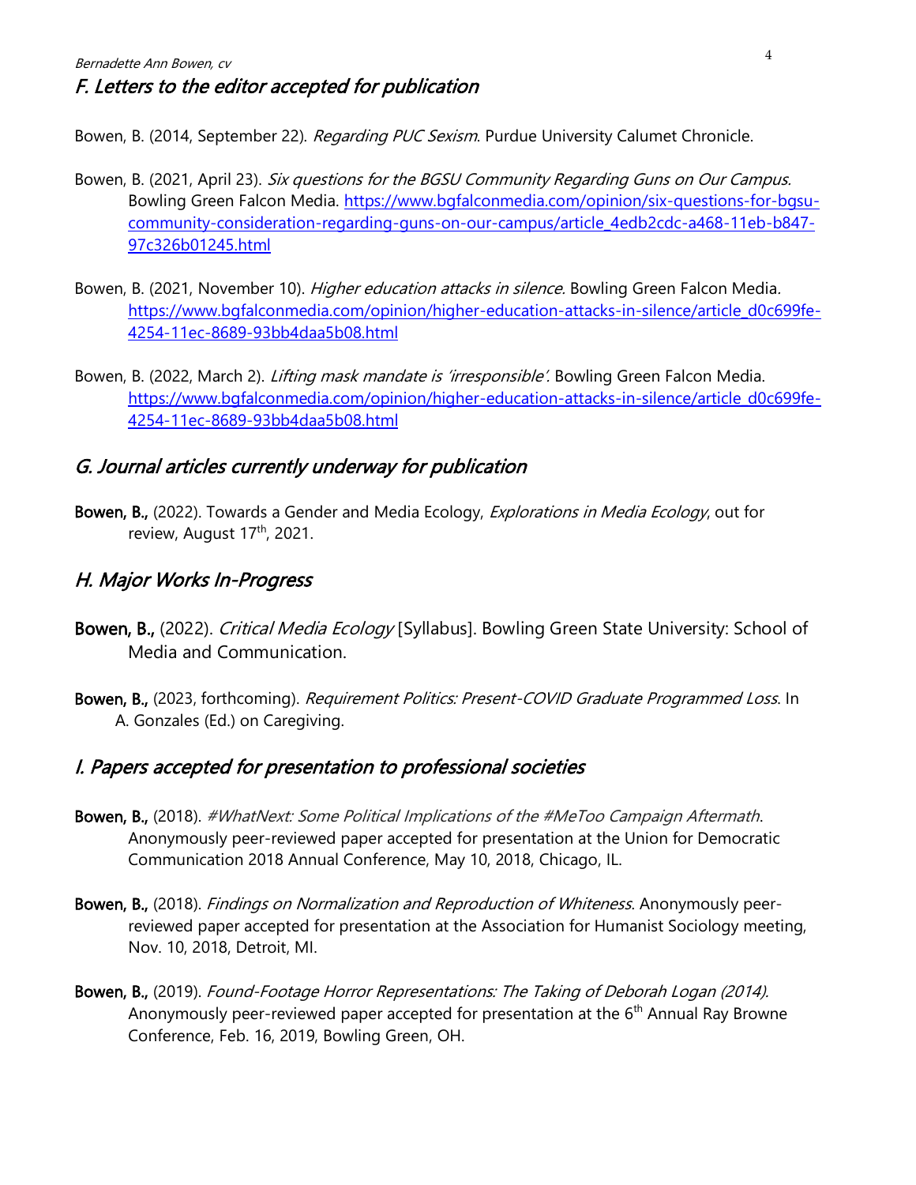## *F. Letters to the editor accepted for publication*

Bowen, B. (2014, September 22). *Regarding PUC Sexism*. Purdue University Calumet Chronicle.

Bowen, B. (2021, April 23). *Six questions for the BGSU Community Regarding Guns on Our Campus.* Bowling Green Falcon Media. https://www.bgfalconmedia.com/opinion/six-questions-for-bgsu-community-consideration-regarding-guns-on-our-campus/article_4edb2cdc-a468-11eb-b847-97c326b01245.html

Bowen, B. (2021, November 10). *Higher education attacks in silence.* Bowling Green Falcon Media. https://www.bgfalconmedia.com/opinion/higher-education-attacks-in-silence/article_d0c699fe-4254-11ec-8689-93bb4daa5b08.html

Bowen, B. (2022, March 2). *Lifting mask mandate is 'irresponsible'.* Bowling Green Falcon Media. https://www.bgfalconmedia.com/opinion/higher-education-attacks-in-silence/article_d0c699fe-4254-11ec-8689-93bb4daa5b08.html

## *G. Journal articles currently underway for publication*

**Bowen, B.,** (2022). Towards a Gender and Media Ecology, *Explorations in Media Ecology*, out for review, August 17th, 2021.

## *H. Major Works In-Progress*

**Bowen, B.,** (2022). *Critical Media Ecology* [Syllabus]. Bowling Green State University: School of Media and Communication.

**Bowen, B.,** (2023, forthcoming). *Requirement Politics: Present-COVID Graduate Programmed Loss*. In A. Gonzales (Ed.) on Caregiving.

## *I. Papers accepted for presentation to professional societies*

**Bowen, B.,** (2018). *#WhatNext: Some Political Implications of the #MeToo Campaign Aftermath*. Anonymously peer-reviewed paper accepted for presentation at the Union for Democratic Communication 2018 Annual Conference, May 10, 2018, Chicago, IL.

**Bowen, B.,** (2018). *Findings on Normalization and Reproduction of Whiteness*. Anonymously peer-reviewed paper accepted for presentation at the Association for Humanist Sociology meeting, Nov. 10, 2018, Detroit, MI.

**Bowen, B.,** (2019). *Found-Footage Horror Representations: The Taking of Deborah Logan (2014).* Anonymously peer-reviewed paper accepted for presentation at the 6th Annual Ray Browne Conference, Feb. 16, 2019, Bowling Green, OH.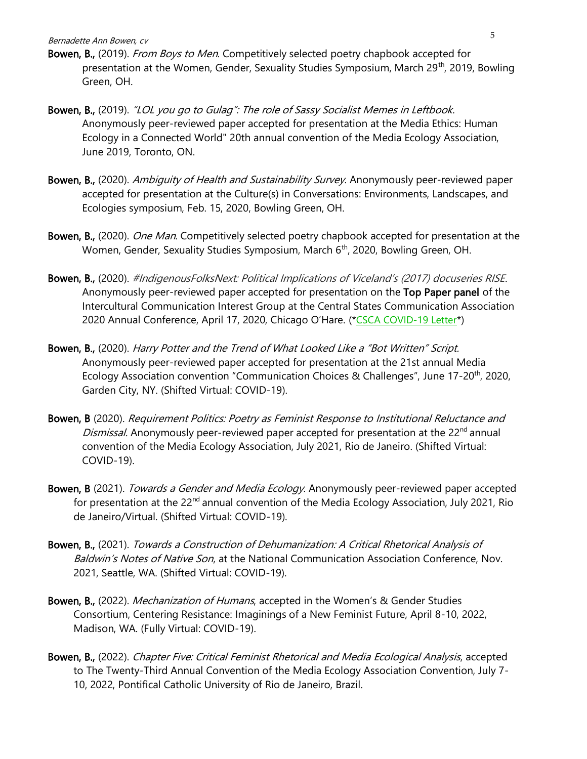**Bowen, B.,** (2019). *From Boys to Men*. Competitively selected poetry chapbook accepted for presentation at the Women, Gender, Sexuality Studies Symposium, March 29th, 2019, Bowling Green, OH.

**Bowen, B.,** (2019). *"LOL you go to Gulag": The role of Sassy Socialist Memes in Leftbook*. Anonymously peer-reviewed paper accepted for presentation at the Media Ethics: Human Ecology in a Connected World" 20th annual convention of the Media Ecology Association, June 2019, Toronto, ON.

**Bowen, B.,** (2020). *Ambiguity of Health and Sustainability Survey*. Anonymously peer-reviewed paper accepted for presentation at the Culture(s) in Conversations: Environments, Landscapes, and Ecologies symposium, Feb. 15, 2020, Bowling Green, OH.

**Bowen, B.,** (2020). *One Man*. Competitively selected poetry chapbook accepted for presentation at the Women, Gender, Sexuality Studies Symposium, March 6th, 2020, Bowling Green, OH.

**Bowen, B.,** (2020). *#IndigenousFolksNext: Political Implications of Viceland's (2017) docuseries RISE*. Anonymously peer-reviewed paper accepted for presentation on the **Top Paper panel** of the Intercultural Communication Interest Group at the Central States Communication Association 2020 Annual Conference, April 17, 2020, Chicago O'Hare. (*CSCA COVID-19 Letter*)

**Bowen, B.,** (2020). *Harry Potter and the Trend of What Looked Like a "Bot Written" Script*. Anonymously peer-reviewed paper accepted for presentation at the 21st annual Media Ecology Association convention "Communication Choices & Challenges", June 17-20th, 2020, Garden City, NY. (Shifted Virtual: COVID-19).

**Bowen, B** (2020). *Requirement Politics: Poetry as Feminist Response to Institutional Reluctance and Dismissal*. Anonymously peer-reviewed paper accepted for presentation at the 22nd annual convention of the Media Ecology Association, July 2021, Rio de Janeiro. (Shifted Virtual: COVID-19).

**Bowen, B** (2021). *Towards a Gender and Media Ecology*. Anonymously peer-reviewed paper accepted for presentation at the 22nd annual convention of the Media Ecology Association, July 2021, Rio de Janeiro/Virtual. (Shifted Virtual: COVID-19).

**Bowen, B.,** (2021). *Towards a Construction of Dehumanization: A Critical Rhetorical Analysis of Baldwin's Notes of Native Son*, at the National Communication Association Conference, Nov. 2021, Seattle, WA. (Shifted Virtual: COVID-19).

**Bowen, B.,** (2022). *Mechanization of Humans*, accepted in the Women's & Gender Studies Consortium, Centering Resistance: Imaginings of a New Feminist Future, April 8-10, 2022, Madison, WA. (Fully Virtual: COVID-19).

**Bowen, B.,** (2022). *Chapter Five: Critical Feminist Rhetorical and Media Ecological Analysis*, accepted to The Twenty-Third Annual Convention of the Media Ecology Association Convention, July 7-10, 2022, Pontifical Catholic University of Rio de Janeiro, Brazil.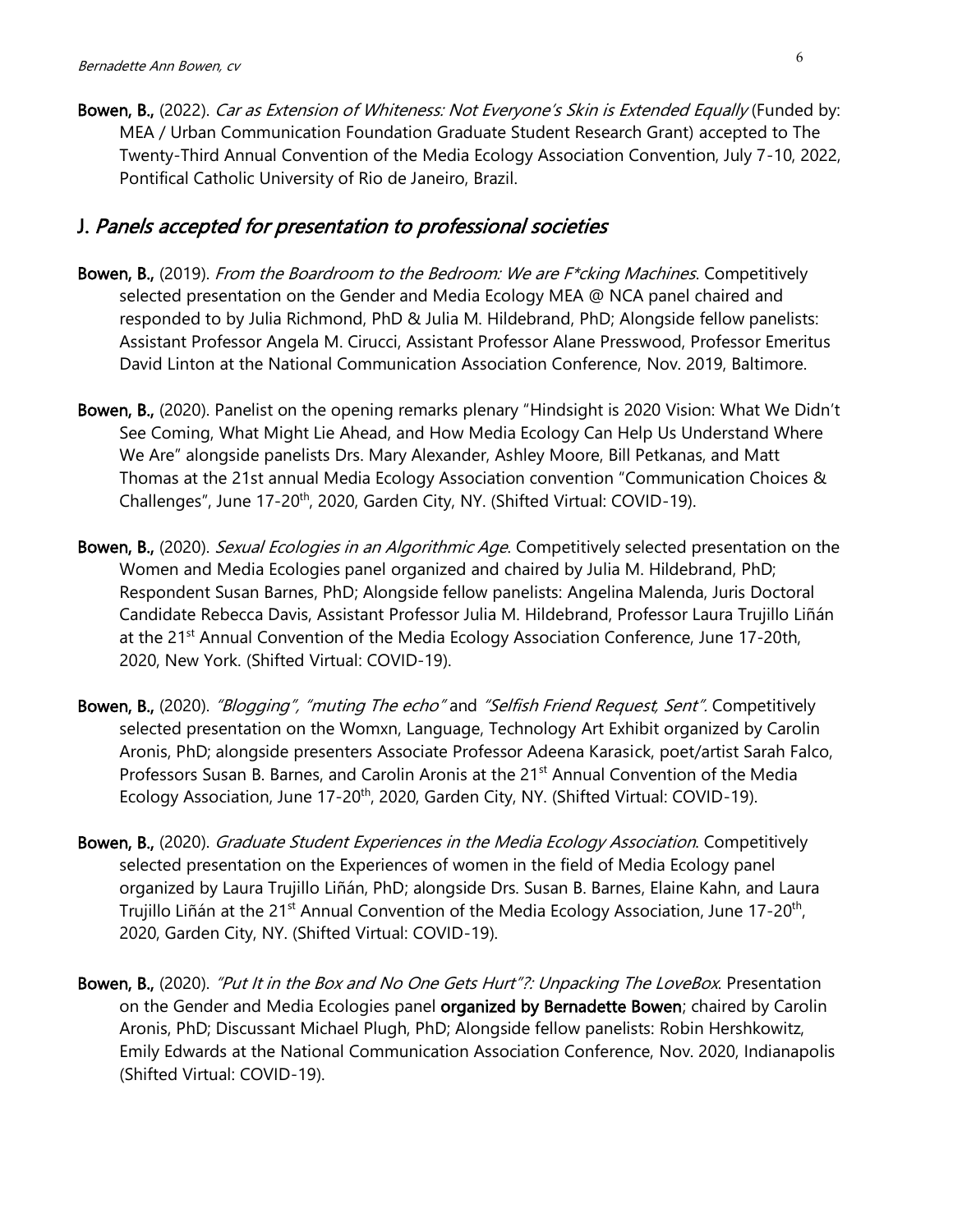**Bowen, B.,** (2022). *Car as Extension of Whiteness: Not Everyone's Skin is Extended Equally* (Funded by: MEA / Urban Communication Foundation Graduate Student Research Grant) accepted to The Twenty-Third Annual Convention of the Media Ecology Association Convention, July 7-10, 2022, Pontifical Catholic University of Rio de Janeiro, Brazil.

## J. *Panels accepted for presentation to professional societies*

**Bowen, B.,** (2019). *From the Boardroom to the Bedroom: We are F*cking Machines*. Competitively selected presentation on the Gender and Media Ecology MEA @ NCA panel chaired and responded to by Julia Richmond, PhD & Julia M. Hildebrand, PhD; Alongside fellow panelists: Assistant Professor Angela M. Cirucci, Assistant Professor Alane Presswood, Professor Emeritus David Linton at the National Communication Association Conference, Nov. 2019, Baltimore.

**Bowen, B.,** (2020). Panelist on the opening remarks plenary "Hindsight is 2020 Vision: What We Didn't See Coming, What Might Lie Ahead, and How Media Ecology Can Help Us Understand Where We Are" alongside panelists Drs. Mary Alexander, Ashley Moore, Bill Petkanas, and Matt Thomas at the 21st annual Media Ecology Association convention "Communication Choices & Challenges", June 17-20th, 2020, Garden City, NY. (Shifted Virtual: COVID-19).

**Bowen, B.,** (2020). *Sexual Ecologies in an Algorithmic Age*. Competitively selected presentation on the Women and Media Ecologies panel organized and chaired by Julia M. Hildebrand, PhD; Respondent Susan Barnes, PhD; Alongside fellow panelists: Angelina Malenda, Juris Doctoral Candidate Rebecca Davis, Assistant Professor Julia M. Hildebrand, Professor Laura Trujillo Liñán at the 21st Annual Convention of the Media Ecology Association Conference, June 17-20th, 2020, New York. (Shifted Virtual: COVID-19).

**Bowen, B.,** (2020). *"Blogging", "muting The echo"* and *"Selfish Friend Request, Sent"*. Competitively selected presentation on the Womxn, Language, Technology Art Exhibit organized by Carolin Aronis, PhD; alongside presenters Associate Professor Adeena Karasick, poet/artist Sarah Falco, Professors Susan B. Barnes, and Carolin Aronis at the 21st Annual Convention of the Media Ecology Association, June 17-20th, 2020, Garden City, NY. (Shifted Virtual: COVID-19).

**Bowen, B.,** (2020). *Graduate Student Experiences in the Media Ecology Association*. Competitively selected presentation on the Experiences of women in the field of Media Ecology panel organized by Laura Trujillo Liñán, PhD; alongside Drs. Susan B. Barnes, Elaine Kahn, and Laura Trujillo Liñán at the 21st Annual Convention of the Media Ecology Association, June 17-20th, 2020, Garden City, NY. (Shifted Virtual: COVID-19).

**Bowen, B.,** (2020). *"Put It in the Box and No One Gets Hurt"?: Unpacking The LoveBox*. Presentation on the Gender and Media Ecologies panel **organized by Bernadette Bowen**; chaired by Carolin Aronis, PhD; Discussant Michael Plugh, PhD; Alongside fellow panelists: Robin Hershkowitz, Emily Edwards at the National Communication Association Conference, Nov. 2020, Indianapolis (Shifted Virtual: COVID-19).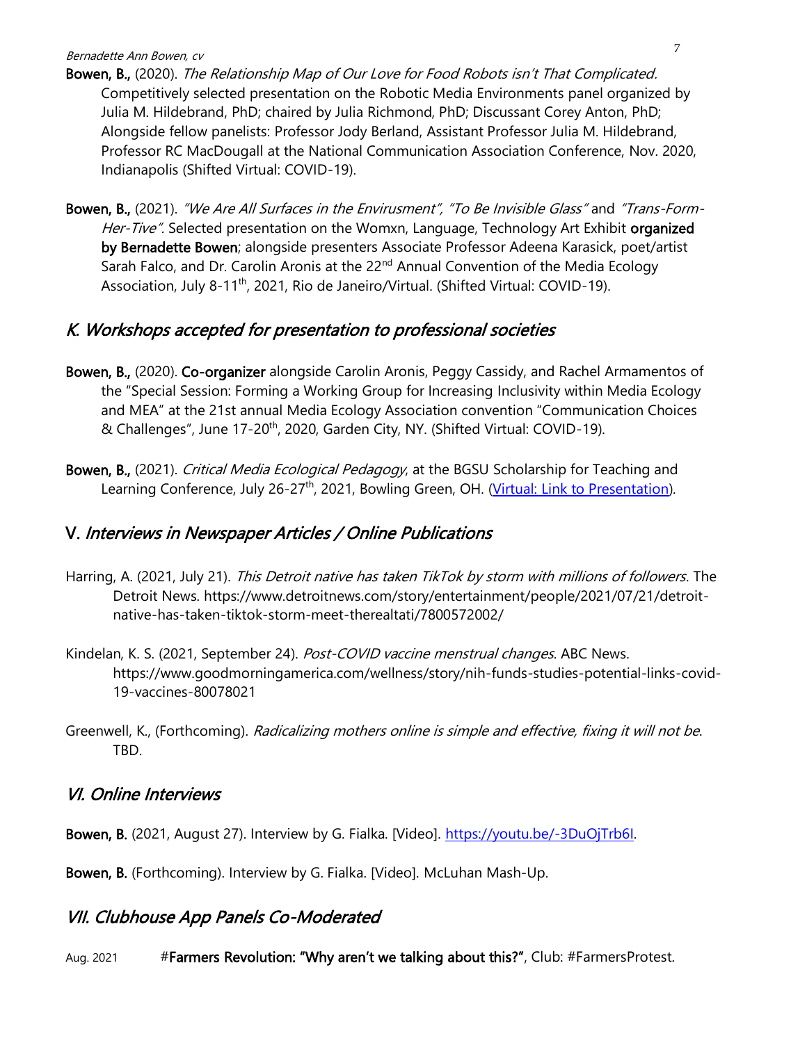**Bowen, B.**, (2020). *The Relationship Map of Our Love for Food Robots isn't That Complicated.* Competitively selected presentation on the Robotic Media Environments panel organized by Julia M. Hildebrand, PhD; chaired by Julia Richmond, PhD; Discussant Corey Anton, PhD; Alongside fellow panelists: Professor Jody Berland, Assistant Professor Julia M. Hildebrand, Professor RC MacDougall at the National Communication Association Conference, Nov. 2020, Indianapolis (Shifted Virtual: COVID-19).

**Bowen, B.**, (2021). *"We Are All Surfaces in the Envirusment", "To Be Invisible Glass"* and *"Trans-Form-Her-Tive".* Selected presentation on the Womxn, Language, Technology Art Exhibit **organized by Bernadette Bowen**; alongside presenters Associate Professor Adeena Karasick, poet/artist Sarah Falco, and Dr. Carolin Aronis at the 22nd Annual Convention of the Media Ecology Association, July 8-11th, 2021, Rio de Janeiro/Virtual. (Shifted Virtual: COVID-19).

## *K. Workshops accepted for presentation to professional societies*

**Bowen, B.**, (2020). **Co-organizer** alongside Carolin Aronis, Peggy Cassidy, and Rachel Armamentos of the "Special Session: Forming a Working Group for Increasing Inclusivity within Media Ecology and MEA" at the 21st annual Media Ecology Association convention "Communication Choices & Challenges", June 17-20th, 2020, Garden City, NY. (Shifted Virtual: COVID-19).

**Bowen, B.**, (2021). *Critical Media Ecological Pedagogy*, at the BGSU Scholarship for Teaching and Learning Conference, July 26-27th, 2021, Bowling Green, OH. (Virtual: Link to Presentation).

## V. *Interviews in Newspaper Articles / Online Publications*

Harring, A. (2021, July 21). *This Detroit native has taken TikTok by storm with millions of followers*. The Detroit News. https://www.detroitnews.com/story/entertainment/people/2021/07/21/detroit-native-has-taken-tiktok-storm-meet-therealtati/7800572002/

Kindelan, K. S. (2021, September 24). *Post-COVID vaccine menstrual changes*. ABC News. https://www.goodmorningamerica.com/wellness/story/nih-funds-studies-potential-links-covid-19-vaccines-80078021

Greenwell, K., (Forthcoming). *Radicalizing mothers online is simple and effective, fixing it will not be*. TBD.

## *VI. Online Interviews*

**Bowen, B.** (2021, August 27). Interview by G. Fialka. [Video]. https://youtu.be/-3DuOjTrb6I.

**Bowen, B.** (Forthcoming). Interview by G. Fialka. [Video]. McLuhan Mash-Up.

## *VII. Clubhouse App Panels Co-Moderated*

Aug. 2021 #**Farmers Revolution: "Why aren't we talking about this?"**, Club: #FarmersProtest.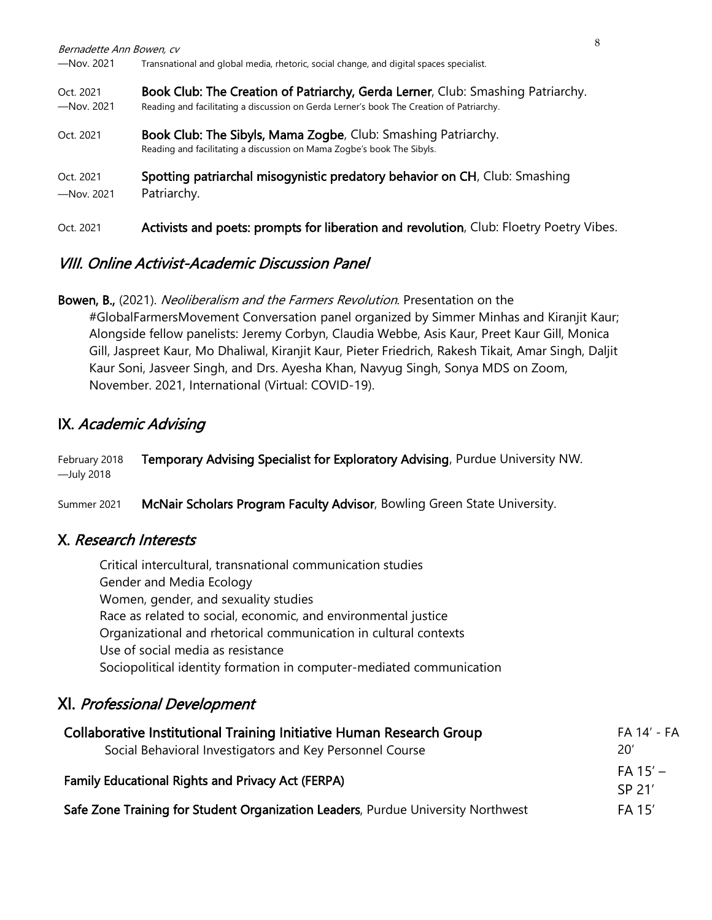—Nov. 2021 Transnational and global media, rhetoric, social change, and digital spaces specialist.

Oct. 2021 —Nov. 2021 **Book Club: The Creation of Patriarchy, Gerda Lerner**, Club: Smashing Patriarchy.
Reading and facilitating a discussion on Gerda Lerner's book The Creation of Patriarchy.

Oct. 2021 **Book Club: The Sibyls, Mama Zogbe**, Club: Smashing Patriarchy.
Reading and facilitating a discussion on Mama Zogbe's book The Sibyls.

Oct. 2021 —Nov. 2021 **Spotting patriarchal misogynistic predatory behavior on CH**, Club: Smashing Patriarchy.

Oct. 2021 **Activists and poets: prompts for liberation and revolution**, Club: Floetry Poetry Vibes.

## VIII. *Online Activist-Academic Discussion Panel*

**Bowen, B.,** (2021). *Neoliberalism and the Farmers Revolution*. Presentation on the #GlobalFarmersMovement Conversation panel organized by Simmer Minhas and Kiranjit Kaur; Alongside fellow panelists: Jeremy Corbyn, Claudia Webbe, Asis Kaur, Preet Kaur Gill, Monica Gill, Jaspreet Kaur, Mo Dhaliwal, Kiranjit Kaur, Pieter Friedrich, Rakesh Tikait, Amar Singh, Daljit Kaur Soni, Jasveer Singh, and Drs. Ayesha Khan, Navyug Singh, Sonya MDS on Zoom, November. 2021, International (Virtual: COVID-19).

## IX. *Academic Advising*

February 2018 —July 2018 **Temporary Advising Specialist for Exploratory Advising**, Purdue University NW.

Summer 2021 **McNair Scholars Program Faculty Advisor**, Bowling Green State University.

## X. *Research Interests*

Critical intercultural, transnational communication studies
Gender and Media Ecology
Women, gender, and sexuality studies
Race as related to social, economic, and environmental justice
Organizational and rhetorical communication in cultural contexts
Use of social media as resistance
Sociopolitical identity formation in computer-mediated communication

## XI. *Professional Development*

**Collaborative Institutional Training Initiative Human Research Group** — FA 14' - FA 20'
Social Behavioral Investigators and Key Personnel Course

**Family Educational Rights and Privacy Act (FERPA)** — FA 15' – SP 21'

**Safe Zone Training for Student Organization Leaders**, Purdue University Northwest — FA 15'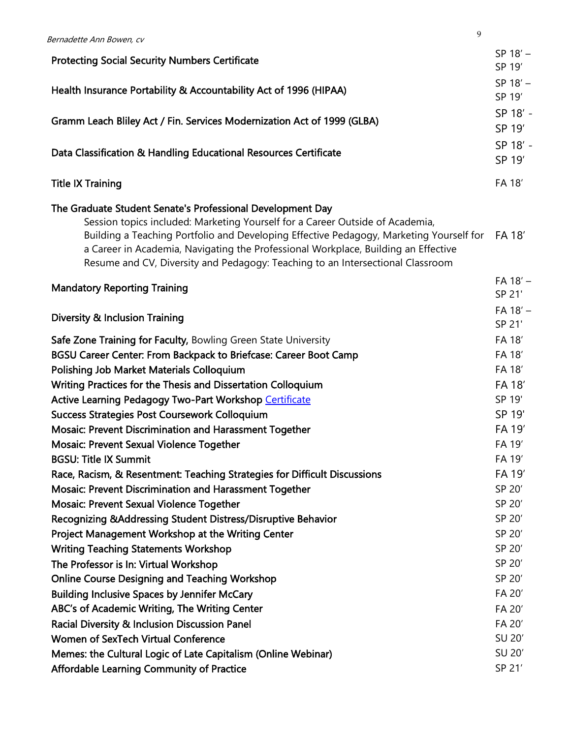**Protecting Social Security Numbers Certificate** SP 18’ – SP 19’

**Health Insurance Portability & Accountability Act of 1996 (HIPAA)** SP 18’ – SP 19’

**Gramm Leach Bliley Act / Fin. Services Modernization Act of 1999 (GLBA)** SP 18’ - SP 19’

**Data Classification & Handling Educational Resources Certificate** SP 18’ - SP 19’

**Title IX Training** FA 18’

**The Graduate Student Senate's Professional Development Day** FA 18’
Session topics included: Marketing Yourself for a Career Outside of Academia, Building a Teaching Portfolio and Developing Effective Pedagogy, Marketing Yourself for a Career in Academia, Navigating the Professional Workplace, Building an Effective Resume and CV, Diversity and Pedagogy: Teaching to an Intersectional Classroom

**Mandatory Reporting Training** FA 18’ – SP 21'

**Diversity & Inclusion Training** FA 18’ – SP 21'

**Safe Zone Training for Faculty,** Bowling Green State University FA 18’
**BGSU Career Center: From Backpack to Briefcase: Career Boot Camp** FA 18’
**Polishing Job Market Materials Colloquium** FA 18’
**Writing Practices for the Thesis and Dissertation Colloquium** FA 18’
**Active Learning Pedagogy Two-Part Workshop** Certificate SP 19'
**Success Strategies Post Coursework Colloquium** SP 19'
**Mosaic: Prevent Discrimination and Harassment Together** FA 19’
**Mosaic: Prevent Sexual Violence Together** FA 19’
**BGSU: Title IX Summit** FA 19’
**Race, Racism, & Resentment: Teaching Strategies for Difficult Discussions** FA 19’
**Mosaic: Prevent Discrimination and Harassment Together** SP 20’
**Mosaic: Prevent Sexual Violence Together** SP 20’
**Recognizing &Addressing Student Distress/Disruptive Behavior** SP 20’
**Project Management Workshop at the Writing Center** SP 20’
**Writing Teaching Statements Workshop** SP 20’
**The Professor is In: Virtual Workshop** SP 20’
**Online Course Designing and Teaching Workshop** SP 20’
**Building Inclusive Spaces by Jennifer McCary** FA 20’
**ABC’s of Academic Writing, The Writing Center** FA 20’
**Racial Diversity & Inclusion Discussion Panel** FA 20’
**Women of SexTech Virtual Conference** SU 20’
**Memes: the Cultural Logic of Late Capitalism (Online Webinar)** SU 20’
**Affordable Learning Community of Practice** SP 21’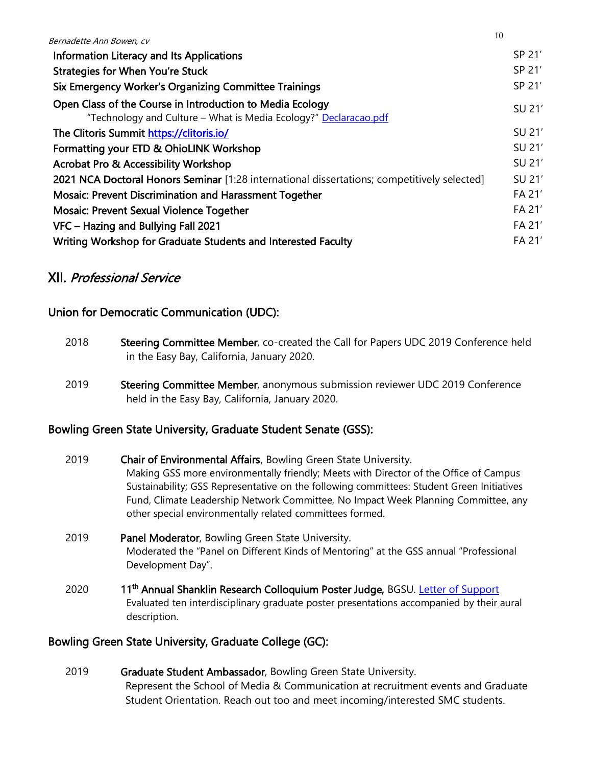| | |
|---|---|
| **Information Literacy and Its Applications** | SP 21' |
| **Strategies for When You're Stuck** | SP 21' |
| **Six Emergency Worker's Organizing Committee Trainings** | SP 21' |
| **Open Class of the Course in Introduction to Media Ecology** "Technology and Culture – What is Media Ecology?" [Declaracao.pdf](Declaracao.pdf) | SU 21' |
| **The Clitoris Summit** [https://clitoris.io/](https://clitoris.io/) | SU 21' |
| **Formatting your ETD & OhioLINK Workshop** | SU 21' |
| **Acrobat Pro & Accessibility Workshop** | SU 21' |
| **2021 NCA Doctoral Honors Seminar** [1:28 international dissertations; competitively selected] | SU 21' |
| **Mosaic: Prevent Discrimination and Harassment Together** | FA 21' |
| **Mosaic: Prevent Sexual Violence Together** | FA 21' |
| **VFC – Hazing and Bullying Fall 2021** | FA 21' |
| **Writing Workshop for Graduate Students and Interested Faculty** | FA 21' |

## XII. *Professional Service*

### Union for Democratic Communication (UDC):

2018 **Steering Committee Member**, co-created the Call for Papers UDC 2019 Conference held in the Easy Bay, California, January 2020.

2019 **Steering Committee Member**, anonymous submission reviewer UDC 2019 Conference held in the Easy Bay, California, January 2020.

### Bowling Green State University, Graduate Student Senate (GSS):

2019 **Chair of Environmental Affairs**, Bowling Green State University.
Making GSS more environmentally friendly; Meets with Director of the Office of Campus Sustainability; GSS Representative on the following committees: Student Green Initiatives Fund, Climate Leadership Network Committee, No Impact Week Planning Committee, any other special environmentally related committees formed.

2019 **Panel Moderator**, Bowling Green State University.
Moderated the "Panel on Different Kinds of Mentoring" at the GSS annual "Professional Development Day".

2020 **11th Annual Shanklin Research Colloquium Poster Judge**, BGSU. [Letter of Support](Letter of Support)
Evaluated ten interdisciplinary graduate poster presentations accompanied by their aural description.

### Bowling Green State University, Graduate College (GC):

2019 **Graduate Student Ambassador**, Bowling Green State University.
Represent the School of Media & Communication at recruitment events and Graduate Student Orientation. Reach out too and meet incoming/interested SMC students.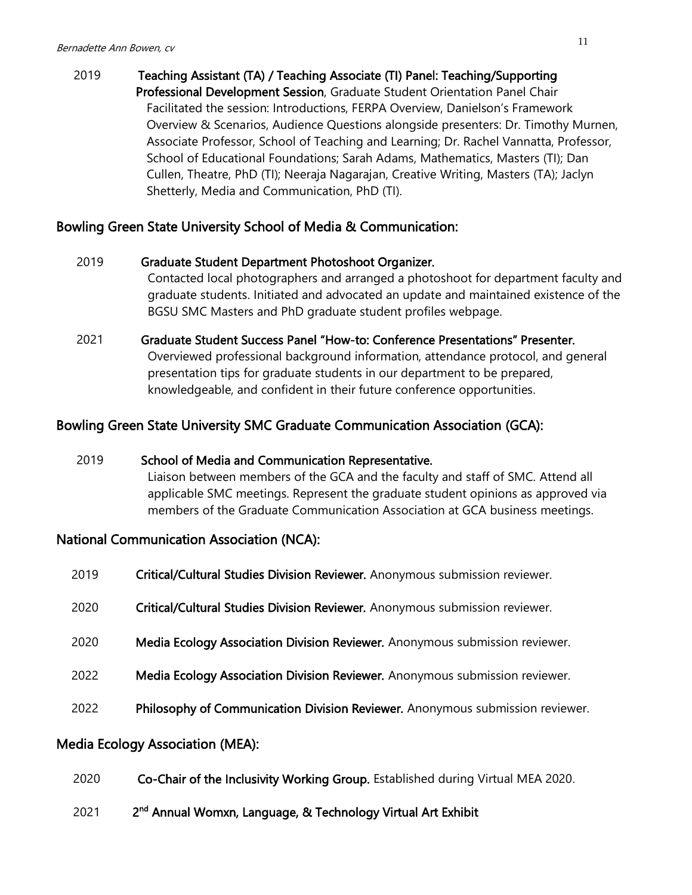2019 **Teaching Assistant (TA) / Teaching Associate (TI) Panel: Teaching/Supporting Professional Development Session**, Graduate Student Orientation Panel Chair
Facilitated the session: Introductions, FERPA Overview, Danielson's Framework Overview & Scenarios, Audience Questions alongside presenters: Dr. Timothy Murnen, Associate Professor, School of Teaching and Learning; Dr. Rachel Vannatta, Professor, School of Educational Foundations; Sarah Adams, Mathematics, Masters (TI); Dan Cullen, Theatre, PhD (TI); Neeraja Nagarajan, Creative Writing, Masters (TA); Jaclyn Shetterly, Media and Communication, PhD (TI).

## Bowling Green State University School of Media & Communication:

2019 **Graduate Student Department Photoshoot Organizer.**
Contacted local photographers and arranged a photoshoot for department faculty and graduate students. Initiated and advocated an update and maintained existence of the BGSU SMC Masters and PhD graduate student profiles webpage.

2021 **Graduate Student Success Panel "How-to: Conference Presentations" Presenter.**
Overviewed professional background information, attendance protocol, and general presentation tips for graduate students in our department to be prepared, knowledgeable, and confident in their future conference opportunities.

## Bowling Green State University SMC Graduate Communication Association (GCA):

2019 **School of Media and Communication Representative.**
Liaison between members of the GCA and the faculty and staff of SMC. Attend all applicable SMC meetings. Represent the graduate student opinions as approved via members of the Graduate Communication Association at GCA business meetings.

## National Communication Association (NCA):

2019 **Critical/Cultural Studies Division Reviewer.** Anonymous submission reviewer.

2020 **Critical/Cultural Studies Division Reviewer.** Anonymous submission reviewer.

2020 **Media Ecology Association Division Reviewer.** Anonymous submission reviewer.

2022 **Media Ecology Association Division Reviewer.** Anonymous submission reviewer.

2022 **Philosophy of Communication Division Reviewer.** Anonymous submission reviewer.

## Media Ecology Association (MEA):

2020 **Co-Chair of the Inclusivity Working Group.** Established during Virtual MEA 2020.

2021 **2nd Annual Womxn, Language, & Technology Virtual Art Exhibit**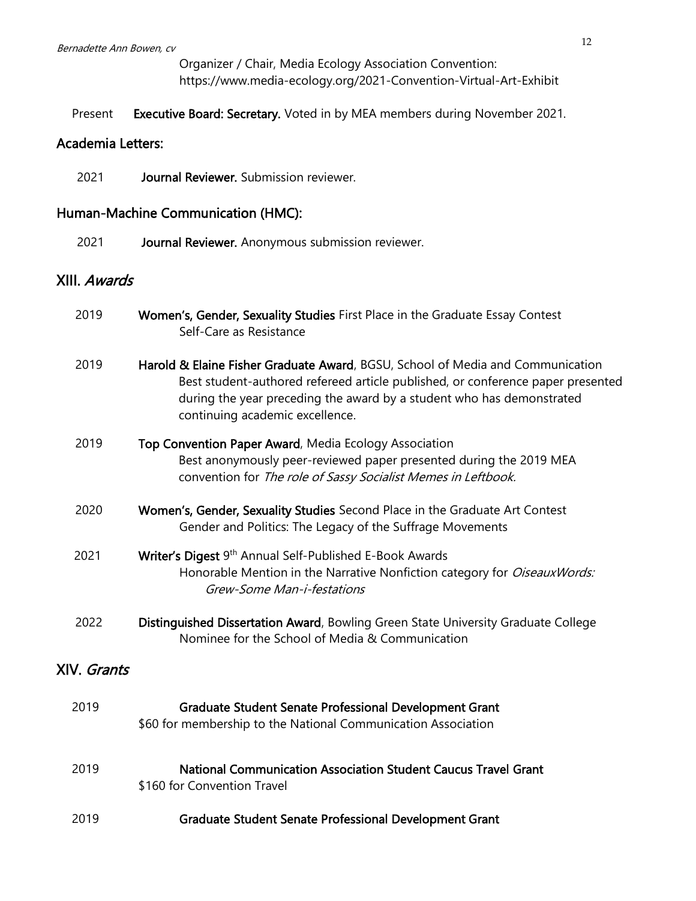Organizer / Chair, Media Ecology Association Convention: https://www.media-ecology.org/2021-Convention-Virtual-Art-Exhibit

Present **Executive Board: Secretary.** Voted in by MEA members during November 2021.

### Academia Letters:

2021 **Journal Reviewer.** Submission reviewer.

### Human-Machine Communication (HMC):

2021 **Journal Reviewer.** Anonymous submission reviewer.

## XIII. *Awards*

2019 **Women's, Gender, Sexuality Studies** First Place in the Graduate Essay Contest
Self-Care as Resistance

2019 **Harold & Elaine Fisher Graduate Award**, BGSU, School of Media and Communication
Best student-authored refereed article published, or conference paper presented during the year preceding the award by a student who has demonstrated continuing academic excellence.

2019 **Top Convention Paper Award**, Media Ecology Association
Best anonymously peer-reviewed paper presented during the 2019 MEA convention for *The role of Sassy Socialist Memes in Leftbook.*

2020 **Women's, Gender, Sexuality Studies** Second Place in the Graduate Art Contest
Gender and Politics: The Legacy of the Suffrage Movements

2021 **Writer's Digest** 9th Annual Self-Published E-Book Awards
Honorable Mention in the Narrative Nonfiction category for *OiseauxWords: Grew-Some Man-i-festations*

2022 **Distinguished Dissertation Award**, Bowling Green State University Graduate College
Nominee for the School of Media & Communication

## XIV. *Grants*

2019 **Graduate Student Senate Professional Development Grant**
$60 for membership to the National Communication Association

2019 **National Communication Association Student Caucus Travel Grant**
$160 for Convention Travel

2019 **Graduate Student Senate Professional Development Grant**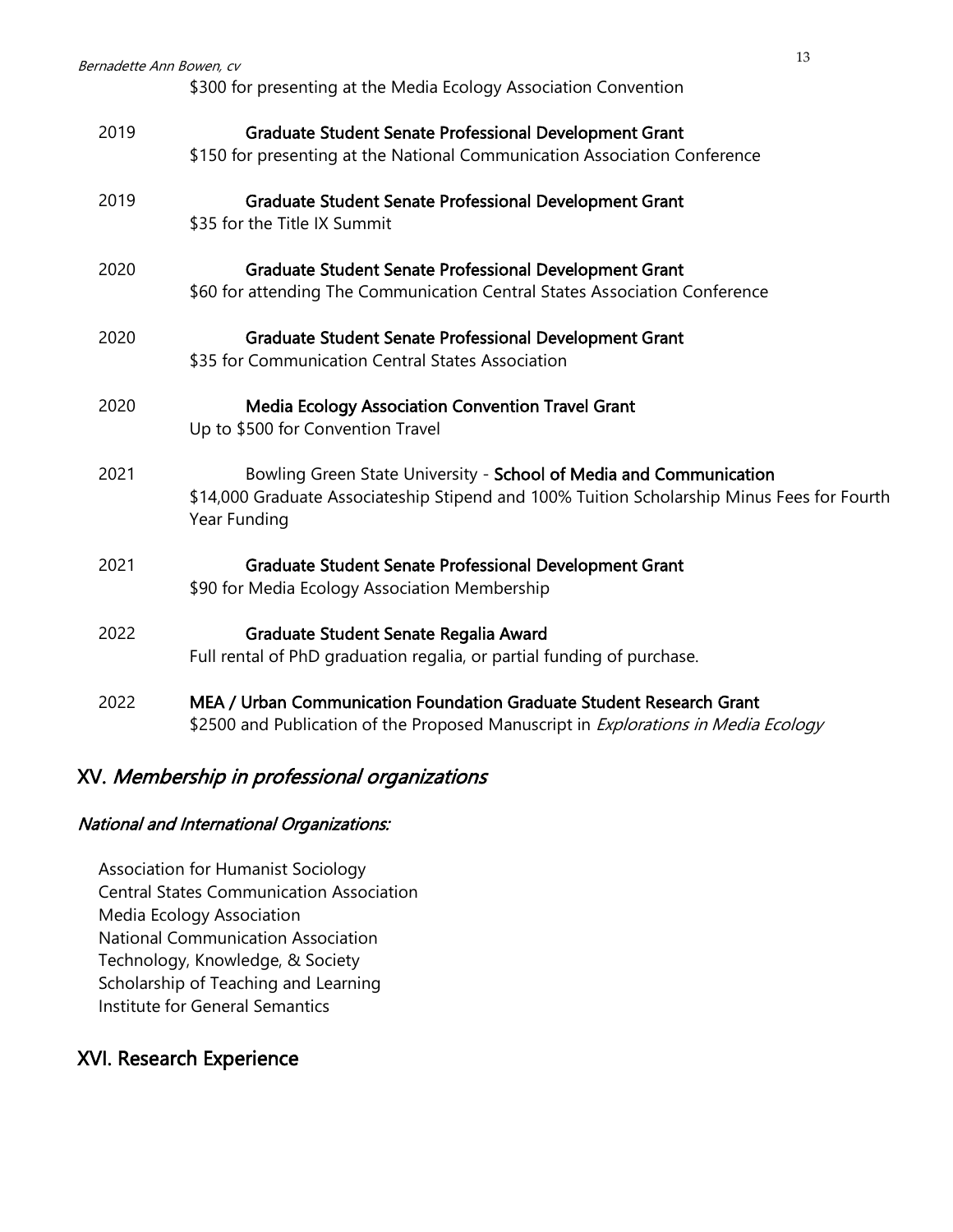$300 for presenting at the Media Ecology Association Convention

2019 **Graduate Student Senate Professional Development Grant**
$150 for presenting at the National Communication Association Conference

2019 **Graduate Student Senate Professional Development Grant**
$35 for the Title IX Summit

2020 **Graduate Student Senate Professional Development Grant**
$60 for attending The Communication Central States Association Conference

2020 **Graduate Student Senate Professional Development Grant**
$35 for Communication Central States Association

2020 **Media Ecology Association Convention Travel Grant**
Up to $500 for Convention Travel

2021 Bowling Green State University - **School of Media and Communication**
$14,000 Graduate Associateship Stipend and 100% Tuition Scholarship Minus Fees for Fourth Year Funding

2021 **Graduate Student Senate Professional Development Grant**
$90 for Media Ecology Association Membership

2022 **Graduate Student Senate Regalia Award**
Full rental of PhD graduation regalia, or partial funding of purchase.

2022 **MEA / Urban Communication Foundation Graduate Student Research Grant**
$2500 and Publication of the Proposed Manuscript in *Explorations in Media Ecology*

## XV. *Membership in professional organizations*

### *National and International Organizations:*

Association for Humanist Sociology
Central States Communication Association
Media Ecology Association
National Communication Association
Technology, Knowledge, & Society
Scholarship of Teaching and Learning
Institute for General Semantics

## XVI. Research Experience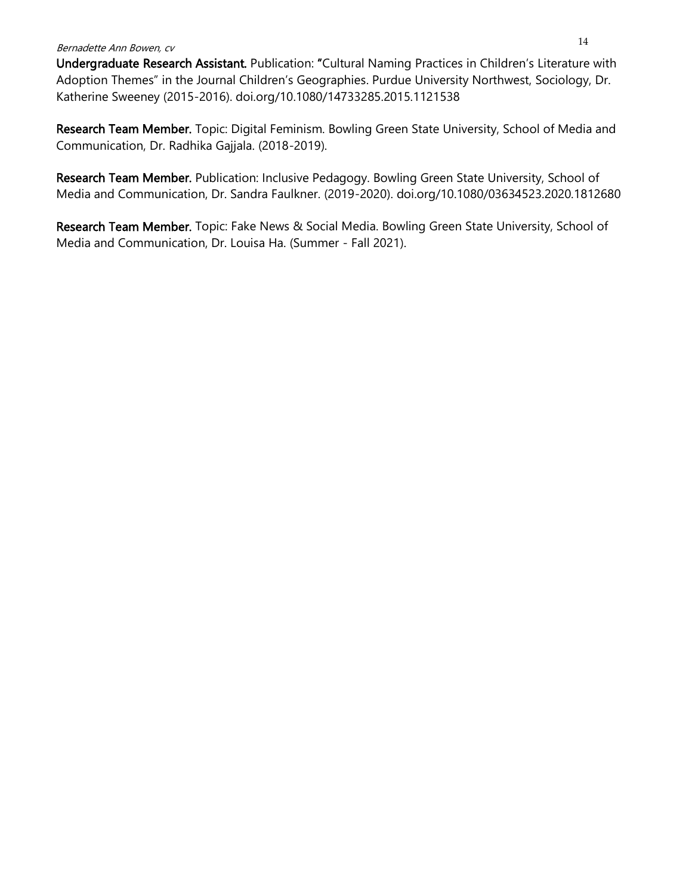**Undergraduate Research Assistant.** Publication: "Cultural Naming Practices in Children's Literature with Adoption Themes" in the Journal Children's Geographies. Purdue University Northwest, Sociology, Dr. Katherine Sweeney (2015-2016). doi.org/10.1080/14733285.2015.1121538

**Research Team Member.** Topic: Digital Feminism. Bowling Green State University, School of Media and Communication, Dr. Radhika Gajjala. (2018-2019).

**Research Team Member.** Publication: Inclusive Pedagogy. Bowling Green State University, School of Media and Communication, Dr. Sandra Faulkner. (2019-2020). doi.org/10.1080/03634523.2020.1812680

**Research Team Member.** Topic: Fake News & Social Media. Bowling Green State University, School of Media and Communication, Dr. Louisa Ha. (Summer - Fall 2021).